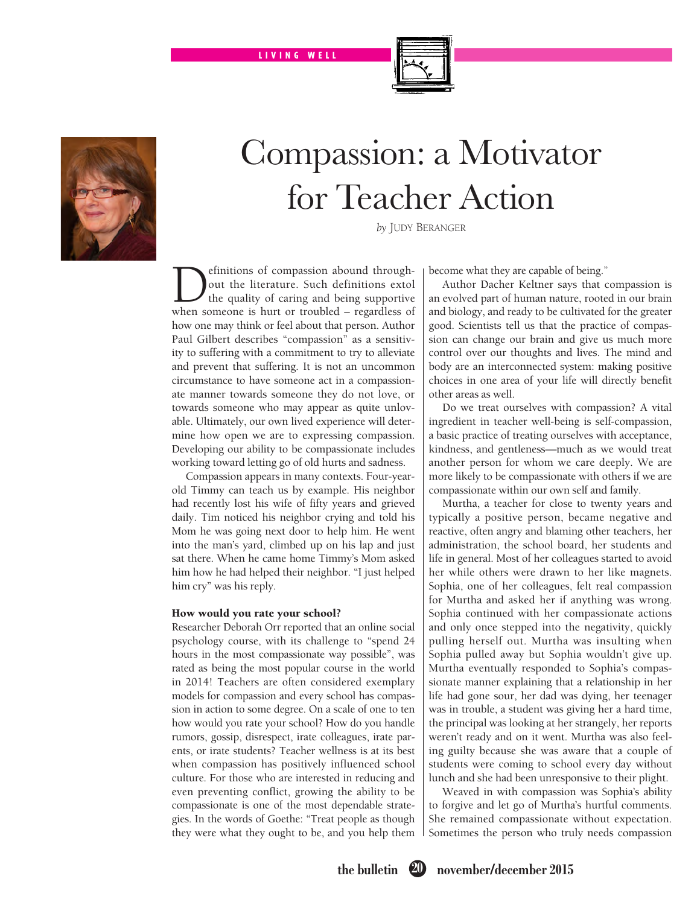# Compassion: a Motivator for Teacher Action

*by* Judy Beranger

Definitions of compassion abound throughout the literature. Such definitions extol the quality of caring and being supportive when someone is hurt or troubled – regardless of how one may think or feel about that person. Author Paul Gilbert describes "compassion" as a sensitivity to suffering with a commitment to try to alleviate and prevent that suffering. It is not an uncommon circumstance to have someone act in a compassionate manner towards someone they do not love, or towards someone who may appear as quite unlovable. Ultimately, our own lived experience will determine how open we are to expressing compassion. Developing our ability to be compassionate includes working toward letting go of old hurts and sadness.

Compassion appears in many contexts. Four-year-old Timmy can teach us by example. His neighbor had recently lost his wife of fifty years and grieved daily. Tim noticed his neighbor crying and told his Mom he was going next door to help him. He went into the man's yard, climbed up on his lap and just sat there. When he came home Timmy's Mom asked him how he had helped their neighbor. "I just helped him cry" was his reply.

### How would you rate your school?

Researcher Deborah Orr reported that an online social psychology course, with its challenge to "spend 24 hours in the most compassionate way possible", was rated as being the most popular course in the world in 2014! Teachers are often considered exemplary models for compassion and every school has compassion in action to some degree. On a scale of one to ten how would you rate your school? How do you handle rumors, gossip, disrespect, irate colleagues, irate parents, or irate students? Teacher wellness is at its best when compassion has positively influenced school culture. For those who are interested in reducing and even preventing conflict, growing the ability to be compassionate is one of the most dependable strategies. In the words of Goethe: "Treat people as though they were what they ought to be, and you help them become what they are capable of being."

Author Dacher Keltner says that compassion is an evolved part of human nature, rooted in our brain and biology, and ready to be cultivated for the greater good. Scientists tell us that the practice of compassion can change our brain and give us much more control over our thoughts and lives. The mind and body are an interconnected system: making positive choices in one area of your life will directly benefit other areas as well.

Do we treat ourselves with compassion? A vital ingredient in teacher well-being is self-compassion, a basic practice of treating ourselves with acceptance, kindness, and gentleness—much as we would treat another person for whom we care deeply. We are more likely to be compassionate with others if we are compassionate within our own self and family.

Murtha, a teacher for close to twenty years and typically a positive person, became negative and reactive, often angry and blaming other teachers, her administration, the school board, her students and life in general. Most of her colleagues started to avoid her while others were drawn to her like magnets. Sophia, one of her colleagues, felt real compassion for Murtha and asked her if anything was wrong. Sophia continued with her compassionate actions and only once stepped into the negativity, quickly pulling herself out. Murtha was insulting when Sophia pulled away but Sophia wouldn't give up. Murtha eventually responded to Sophia's compassionate manner explaining that a relationship in her life had gone sour, her dad was dying, her teenager was in trouble, a student was giving her a hard time, the principal was looking at her strangely, her reports weren't ready and on it went. Murtha was also feeling guilty because she was aware that a couple of students were coming to school every day without lunch and she had been unresponsive to their plight.

Weaved in with compassion was Sophia's ability to forgive and let go of Murtha's hurtful comments. She remained compassionate without expectation. Sometimes the person who truly needs compassion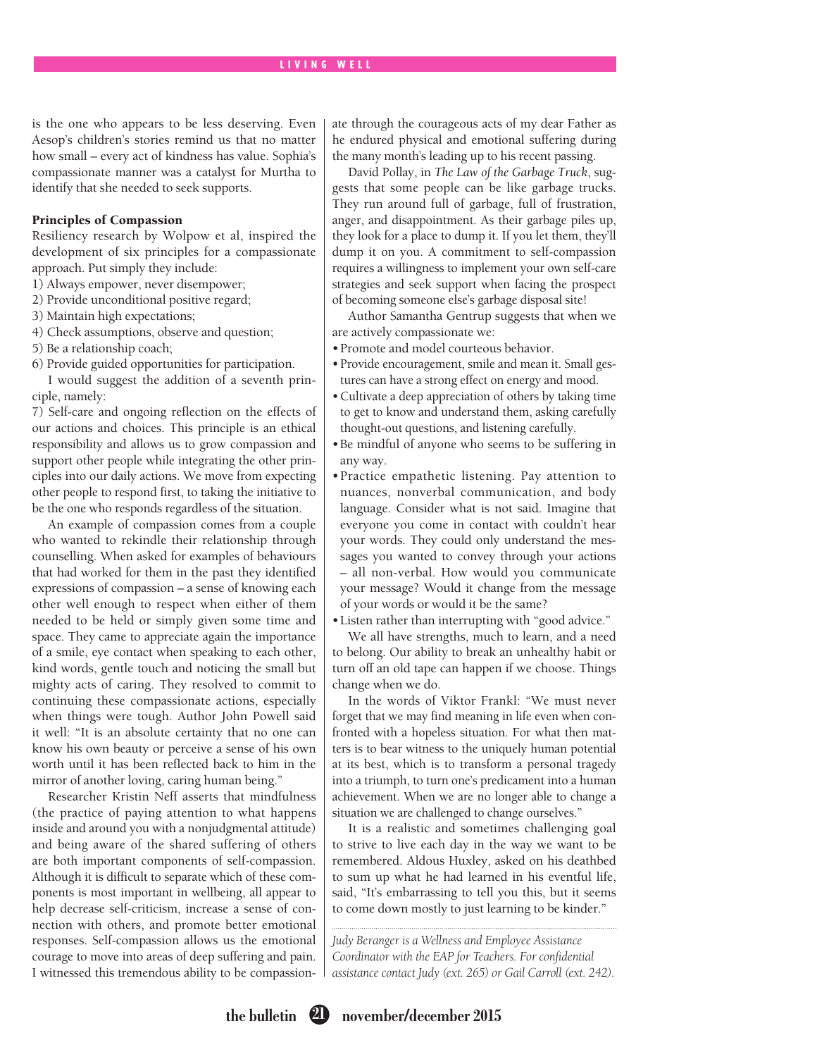is the one who appears to be less deserving. Even Aesop's children's stories remind us that no matter how small – every act of kindness has value. Sophia's compassionate manner was a catalyst for Murtha to identify that she needed to seek supports.

### Principles of Compassion

Resiliency research by Wolpow et al, inspired the development of six principles for a compassionate approach. Put simply they include:

1) Always empower, never disempower;
2) Provide unconditional positive regard;
3) Maintain high expectations;
4) Check assumptions, observe and question;
5) Be a relationship coach;
6) Provide guided opportunities for participation.

I would suggest the addition of a seventh principle, namely:

7) Self-care and ongoing reflection on the effects of our actions and choices. This principle is an ethical responsibility and allows us to grow compassion and support other people while integrating the other principles into our daily actions. We move from expecting other people to respond first, to taking the initiative to be the one who responds regardless of the situation.

An example of compassion comes from a couple who wanted to rekindle their relationship through counselling. When asked for examples of behaviours that had worked for them in the past they identified expressions of compassion – a sense of knowing each other well enough to respect when either of them needed to be held or simply given some time and space. They came to appreciate again the importance of a smile, eye contact when speaking to each other, kind words, gentle touch and noticing the small but mighty acts of caring. They resolved to commit to continuing these compassionate actions, especially when things were tough. Author John Powell said it well: "It is an absolute certainty that no one can know his own beauty or perceive a sense of his own worth until it has been reflected back to him in the mirror of another loving, caring human being."

Researcher Kristin Neff asserts that mindfulness (the practice of paying attention to what happens inside and around you with a nonjudgmental attitude) and being aware of the shared suffering of others are both important components of self-compassion. Although it is difficult to separate which of these components is most important in wellbeing, all appear to help decrease self-criticism, increase a sense of connection with others, and promote better emotional responses. Self-compassion allows us the emotional courage to move into areas of deep suffering and pain. I witnessed this tremendous ability to be compassionate through the courageous acts of my dear Father as he endured physical and emotional suffering during the many month's leading up to his recent passing.

David Pollay, in *The Law of the Garbage Truck*, suggests that some people can be like garbage trucks. They run around full of garbage, full of frustration, anger, and disappointment. As their garbage piles up, they look for a place to dump it. If you let them, they'll dump it on you. A commitment to self-compassion requires a willingness to implement your own self-care strategies and seek support when facing the prospect of becoming someone else's garbage disposal site!

Author Samantha Gentrup suggests that when we are actively compassionate we:

- Promote and model courteous behavior.
- Provide encouragement, smile and mean it. Small gestures can have a strong effect on energy and mood.
- Cultivate a deep appreciation of others by taking time to get to know and understand them, asking carefully thought-out questions, and listening carefully.
- Be mindful of anyone who seems to be suffering in any way.
- Practice empathetic listening. Pay attention to nuances, nonverbal communication, and body language. Consider what is not said. Imagine that everyone you come in contact with couldn't hear your words. They could only understand the messages you wanted to convey through your actions – all non-verbal. How would you communicate your message? Would it change from the message of your words or would it be the same?
- Listen rather than interrupting with "good advice."

We all have strengths, much to learn, and a need to belong. Our ability to break an unhealthy habit or turn off an old tape can happen if we choose. Things change when we do.

In the words of Viktor Frankl: "We must never forget that we may find meaning in life even when confronted with a hopeless situation. For what then matters is to bear witness to the uniquely human potential at its best, which is to transform a personal tragedy into a triumph, to turn one's predicament into a human achievement. When we are no longer able to change a situation we are challenged to change ourselves."

It is a realistic and sometimes challenging goal to strive to live each day in the way we want to be remembered. Aldous Huxley, asked on his deathbed to sum up what he had learned in his eventful life, said, "It's embarrassing to tell you this, but it seems to come down mostly to just learning to be kinder."

*Judy Beranger is a Wellness and Employee Assistance Coordinator with the EAP for Teachers. For confidential assistance contact Judy (ext. 265) or Gail Carroll (ext. 242).*